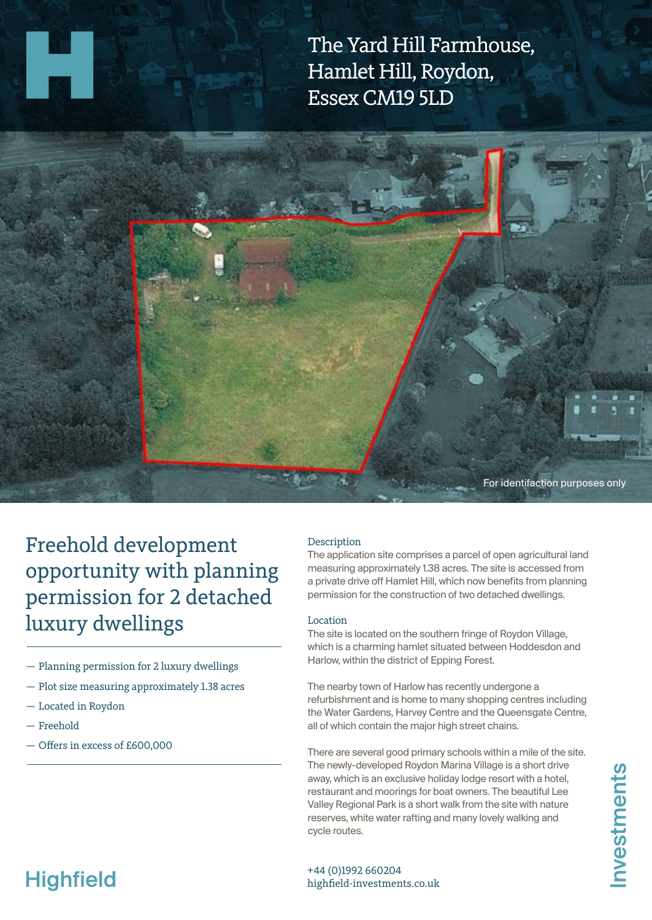# The Yard Hill Farmhouse, Hamlet Hill, Roydon, Essex CM19 5LD

For identifaction purposes only

## Freehold development opportunity with planning permission for 2 detached luxury dwellings

- Planning permission for 2 luxury dwellings
- Plot size measuring approximately 1.38 acres
- Located in Roydon
- Freehold
- Offers in excess of £600,000

### Description

The application site comprises a parcel of open agricultural land measuring approximately 1.38 acres. The site is accessed from a private drive off Hamlet Hill, which now benefits from planning permission for the construction of two detached dwellings.

### Location

The site is located on the southern fringe of Roydon Village, which is a charming hamlet situated between Hoddesdon and Harlow, within the district of Epping Forest.

The nearby town of Harlow has recently undergone a refurbishment and is home to many shopping centres including the Water Gardens, Harvey Centre and the Queensgate Centre, all of which contain the major high street chains.

There are several good primary schools within a mile of the site. The newly-developed Roydon Marina Village is a short drive away, which is an exclusive holiday lodge resort with a hotel, restaurant and moorings for boat owners. The beautiful Lee Valley Regional Park is a short walk from the site with nature reserves, white water rafting and many lovely walking and cycle routes.

Highfield Investments

+44 (0)1992 660204
highfield-investments.co.uk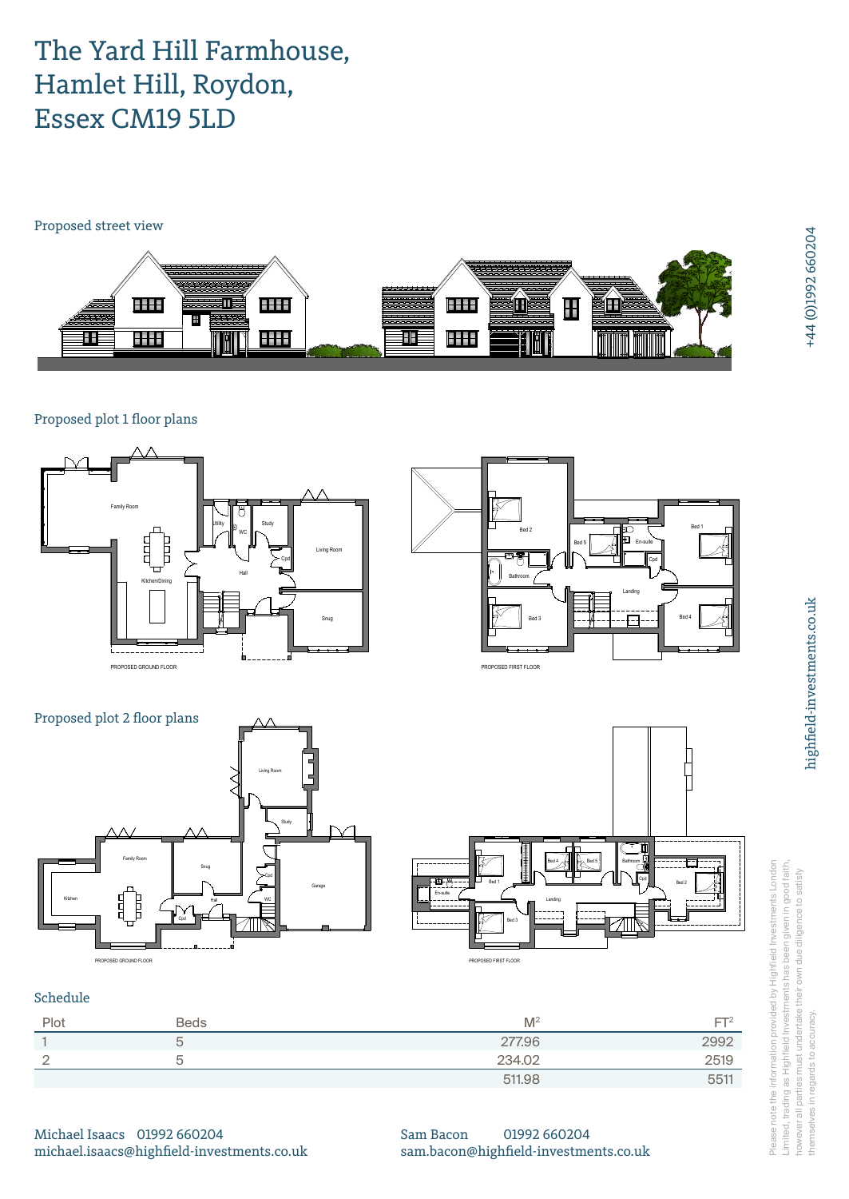# The Yard Hill Farmhouse, Hamlet Hill, Roydon, Essex CM19 5LD

Proposed street view

Proposed plot 1 floor plans

Proposed plot 2 floor plans

Schedule

| Plot | Beds | M² | FT² |
|---|---|---|---|
| 1 | 5 | 277.96 | 2992 |
| 2 | 5 | 234.02 | 2519 |
| | | 511.98 | 5511 |

Michael Isaacs 01992 660204
michael.isaacs@highfield-investments.co.uk

Sam Bacon 01992 660204
sam.bacon@highfield-investments.co.uk

+44 (0)1992 660204

highfield-investments.co.uk

Please note the information provided by Highfield Investments London Limited, trading as Highfield Investments has been given in good faith, however all parties must undertake their own due diligence to satisfy themselves in regards to accuracy.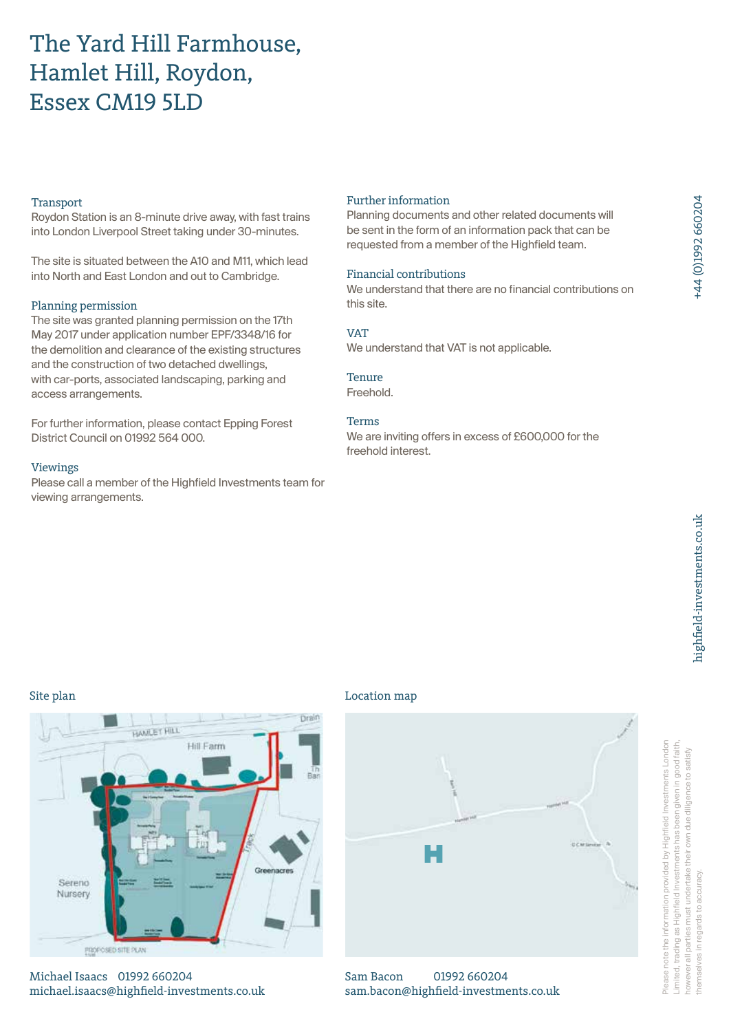# The Yard Hill Farmhouse, Hamlet Hill, Roydon, Essex CM19 5LD

### Transport

Roydon Station is an 8-minute drive away, with fast trains into London Liverpool Street taking under 30-minutes.

The site is situated between the A10 and M11, which lead into North and East London and out to Cambridge.

### Planning permission

The site was granted planning permission on the 17th May 2017 under application number EPF/3348/16 for the demolition and clearance of the existing structures and the construction of two detached dwellings, with car-ports, associated landscaping, parking and access arrangements.

For further information, please contact Epping Forest District Council on 01992 564 000.

### Viewings

Please call a member of the Highfield Investments team for viewing arrangements.

### Further information

Planning documents and other related documents will be sent in the form of an information pack that can be requested from a member of the Highfield team.

### Financial contributions

We understand that there are no financial contributions on this site.

### VAT

We understand that VAT is not applicable.

### Tenure

Freehold.

### Terms

We are inviting offers in excess of £600,000 for the freehold interest.

+44 (0)1992 660204

highfield-investments.co.uk

### Site plan

HAMLET HILL

Hill Farm

Drain

Greenacres

Sereno Nursery

Track

PROPOSED SITE PLAN

### Location map

Hamlet Hill

Michael Isaacs 01992 660204
michael.isaacs@highfield-investments.co.uk

Sam Bacon 01992 660204
sam.bacon@highfield-investments.co.uk

Please note the information provided by Highfield Investments London Limited, trading as Highfield Investments has been given in good faith, however all parties must undertake their own due diligence to satisfy themselves in regards to accuracy.